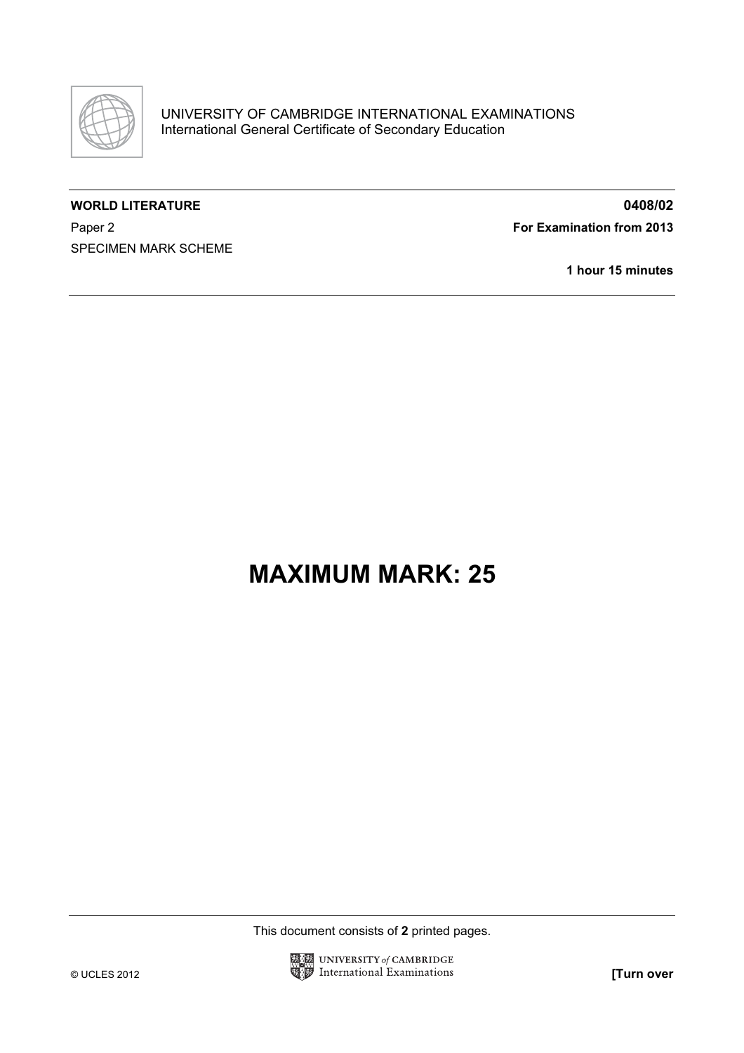UNIVERSITY OF CAMBRIDGE INTERNATIONAL EXAMINATIONS
International General Certificate of Secondary Education

**WORLD LITERATURE** **0408/02**

Paper 2 **For Examination from 2013**

SPECIMEN MARK SCHEME

**1 hour 15 minutes**

# MAXIMUM MARK: 25

This document consists of **2** printed pages.

© UCLES 2012

**[Turn over**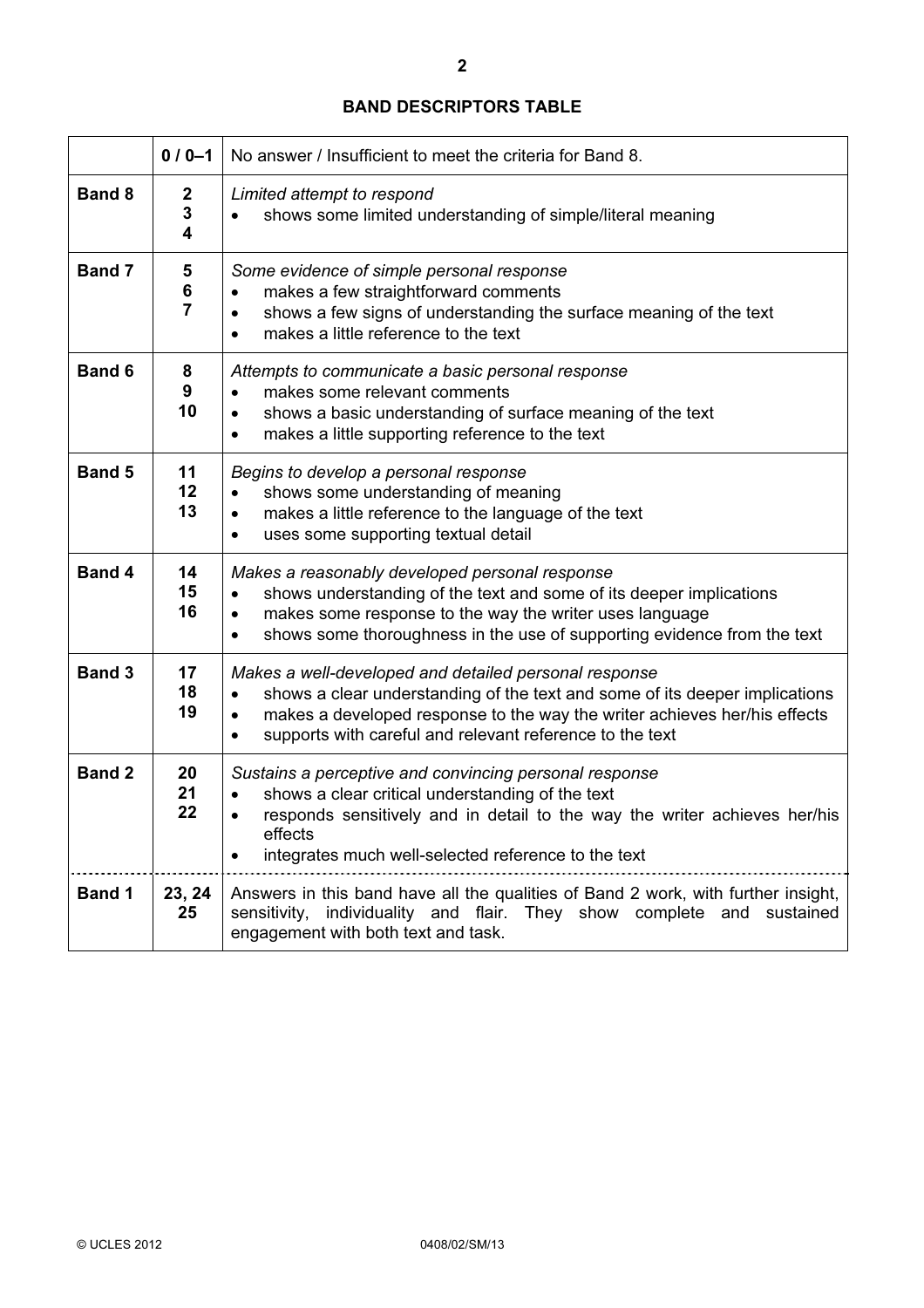## BAND DESCRIPTORS TABLE

| | | |
|---|---|---|
| | **0 / 0–1** | No answer / Insufficient to meet the criteria for Band 8. |
| **Band 8** | **2**<br>**3**<br>**4** | *Limited attempt to respond*<br>• shows some limited understanding of simple/literal meaning |
| **Band 7** | **5**<br>**6**<br>**7** | *Some evidence of simple personal response*<br>• makes a few straightforward comments<br>• shows a few signs of understanding the surface meaning of the text<br>• makes a little reference to the text |
| **Band 6** | **8**<br>**9**<br>**10** | *Attempts to communicate a basic personal response*<br>• makes some relevant comments<br>• shows a basic understanding of surface meaning of the text<br>• makes a little supporting reference to the text |
| **Band 5** | **11**<br>**12**<br>**13** | *Begins to develop a personal response*<br>• shows some understanding of meaning<br>• makes a little reference to the language of the text<br>• uses some supporting textual detail |
| **Band 4** | **14**<br>**15**<br>**16** | *Makes a reasonably developed personal response*<br>• shows understanding of the text and some of its deeper implications<br>• makes some response to the way the writer uses language<br>• shows some thoroughness in the use of supporting evidence from the text |
| **Band 3** | **17**<br>**18**<br>**19** | *Makes a well-developed and detailed personal response*<br>• shows a clear understanding of the text and some of its deeper implications<br>• makes a developed response to the way the writer achieves her/his effects<br>• supports with careful and relevant reference to the text |
| **Band 2** | **20**<br>**21**<br>**22** | *Sustains a perceptive and convincing personal response*<br>• shows a clear critical understanding of the text<br>• responds sensitively and in detail to the way the writer achieves her/his effects<br>• integrates much well-selected reference to the text |
| **Band 1** | **23, 24**<br>**25** | Answers in this band have all the qualities of Band 2 work, with further insight, sensitivity, individuality and flair. They show complete and sustained engagement with both text and task. |